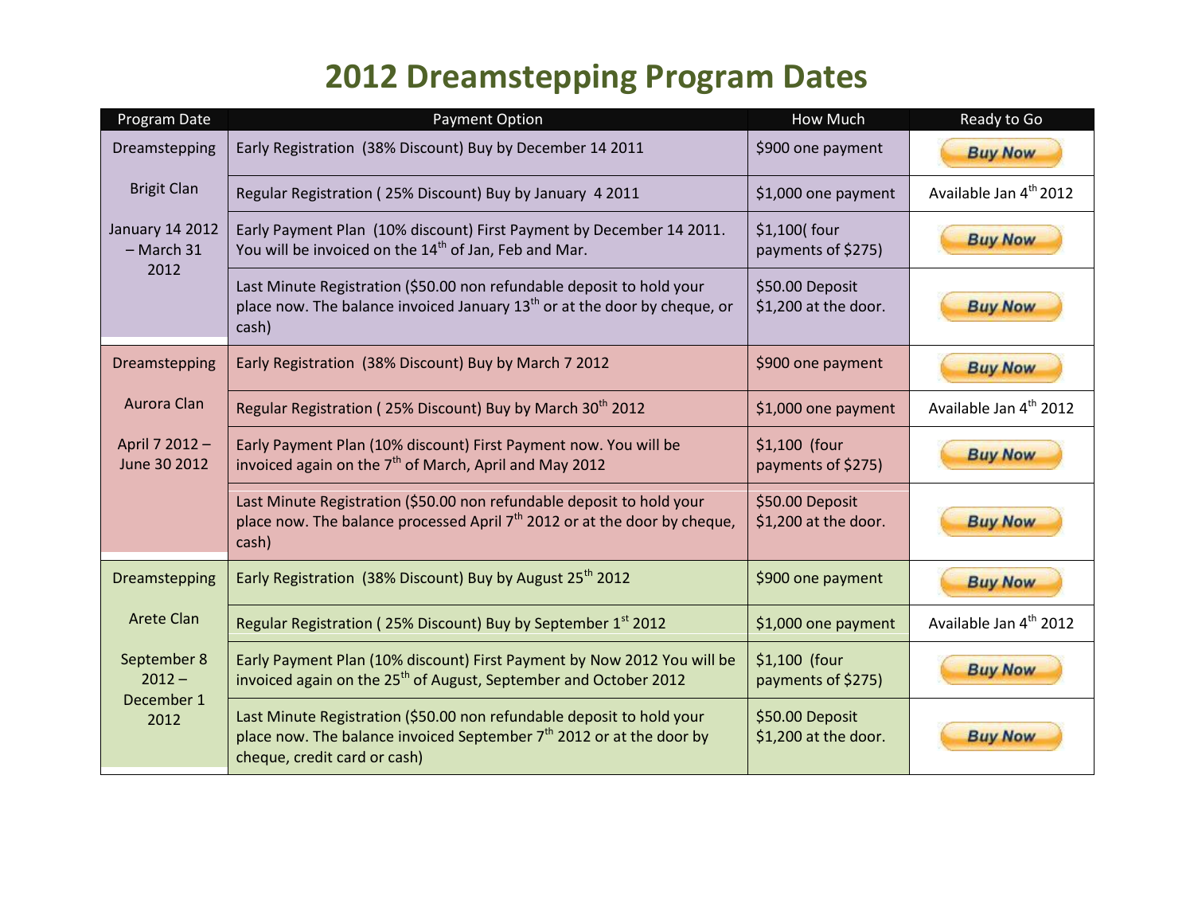# 2012 Dreamstepping Program Dates

| Program Date | Payment Option | How Much | Ready to Go |
|---|---|---|---|
| Dreamstepping Brigit Clan January 14 2012 – March 31 2012 | Early Registration (38% Discount) Buy by December 14 2011 | $900 one payment | Buy Now |
| | Regular Registration ( 25% Discount) Buy by January 4 2011 | $1,000 one payment | Available Jan 4th 2012 |
| | Early Payment Plan (10% discount) First Payment by December 14 2011. You will be invoiced on the 14th of Jan, Feb and Mar. | $1,100( four payments of $275) | Buy Now |
| | Last Minute Registration ($50.00 non refundable deposit to hold your place now. The balance invoiced January 13th or at the door by cheque, or cash) | $50.00 Deposit $1,200 at the door. | Buy Now |
| Dreamstepping Aurora Clan April 7 2012 – June 30 2012 | Early Registration (38% Discount) Buy by March 7 2012 | $900 one payment | Buy Now |
| | Regular Registration ( 25% Discount) Buy by March 30th 2012 | $1,000 one payment | Available Jan 4th 2012 |
| | Early Payment Plan (10% discount) First Payment now. You will be invoiced again on the 7th of March, April and May 2012 | $1,100 (four payments of $275) | Buy Now |
| | Last Minute Registration ($50.00 non refundable deposit to hold your place now. The balance processed April 7th 2012 or at the door by cheque, cash) | $50.00 Deposit $1,200 at the door. | Buy Now |
| Dreamstepping Arete Clan September 8 2012 – December 1 2012 | Early Registration (38% Discount) Buy by August 25th 2012 | $900 one payment | Buy Now |
| | Regular Registration ( 25% Discount) Buy by September 1st 2012 | $1,000 one payment | Available Jan 4th 2012 |
| | Early Payment Plan (10% discount) First Payment by Now 2012 You will be invoiced again on the 25th of August, September and October 2012 | $1,100 (four payments of $275) | Buy Now |
| | Last Minute Registration ($50.00 non refundable deposit to hold your place now. The balance invoiced September 7th 2012 or at the door by cheque, credit card or cash) | $50.00 Deposit $1,200 at the door. | Buy Now |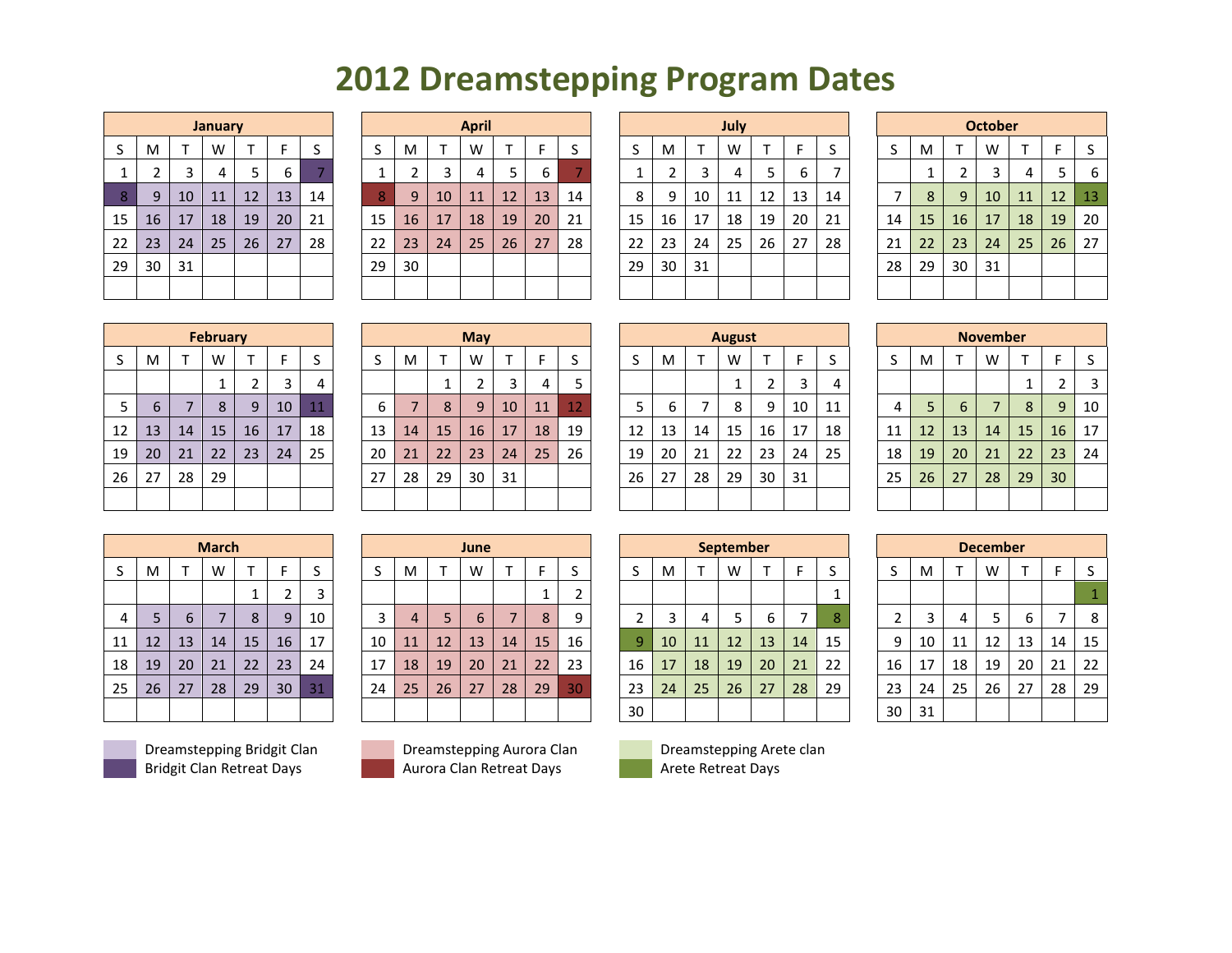# 2012 Dreamstepping Program Dates

**January**

| S | M | T | W | T | F | S |
|---|---|---|---|---|---|---|
| 1 | 2 | 3 | 4 | 5 | 6 | 7 |
| 8 | 9 | 10 | 11 | 12 | 13 | 14 |
| 15 | 16 | 17 | 18 | 19 | 20 | 21 |
| 22 | 23 | 24 | 25 | 26 | 27 | 28 |
| 29 | 30 | 31 | | | | |

**February**

| S | M | T | W | T | F | S |
|---|---|---|---|---|---|---|
| | | | 1 | 2 | 3 | 4 |
| 5 | 6 | 7 | 8 | 9 | 10 | 11 |
| 12 | 13 | 14 | 15 | 16 | 17 | 18 |
| 19 | 20 | 21 | 22 | 23 | 24 | 25 |
| 26 | 27 | 28 | 29 | | | |

**March**

| S | M | T | W | T | F | S |
|---|---|---|---|---|---|---|
| | | | | 1 | 2 | 3 |
| 4 | 5 | 6 | 7 | 8 | 9 | 10 |
| 11 | 12 | 13 | 14 | 15 | 16 | 17 |
| 18 | 19 | 20 | 21 | 22 | 23 | 24 |
| 25 | 26 | 27 | 28 | 29 | 30 | 31 |

**April**

| S | M | T | W | T | F | S |
|---|---|---|---|---|---|---|
| 1 | 2 | 3 | 4 | 5 | 6 | 7 |
| 8 | 9 | 10 | 11 | 12 | 13 | 14 |
| 15 | 16 | 17 | 18 | 19 | 20 | 21 |
| 22 | 23 | 24 | 25 | 26 | 27 | 28 |
| 29 | 30 | | | | | |

**May**

| S | M | T | W | T | F | S |
|---|---|---|---|---|---|---|
| | | 1 | 2 | 3 | 4 | 5 |
| 6 | 7 | 8 | 9 | 10 | 11 | 12 |
| 13 | 14 | 15 | 16 | 17 | 18 | 19 |
| 20 | 21 | 22 | 23 | 24 | 25 | 26 |
| 27 | 28 | 29 | 30 | 31 | | |

**June**

| S | M | T | W | T | F | S |
|---|---|---|---|---|---|---|
| | | | | | 1 | 2 |
| 3 | 4 | 5 | 6 | 7 | 8 | 9 |
| 10 | 11 | 12 | 13 | 14 | 15 | 16 |
| 17 | 18 | 19 | 20 | 21 | 22 | 23 |
| 24 | 25 | 26 | 27 | 28 | 29 | 30 |

**July**

| S | M | T | W | T | F | S |
|---|---|---|---|---|---|---|
| 1 | 2 | 3 | 4 | 5 | 6 | 7 |
| 8 | 9 | 10 | 11 | 12 | 13 | 14 |
| 15 | 16 | 17 | 18 | 19 | 20 | 21 |
| 22 | 23 | 24 | 25 | 26 | 27 | 28 |
| 29 | 30 | 31 | | | | |

**August**

| S | M | T | W | T | F | S |
|---|---|---|---|---|---|---|
| | | | 1 | 2 | 3 | 4 |
| 5 | 6 | 7 | 8 | 9 | 10 | 11 |
| 12 | 13 | 14 | 15 | 16 | 17 | 18 |
| 19 | 20 | 21 | 22 | 23 | 24 | 25 |
| 26 | 27 | 28 | 29 | 30 | 31 | |

**September**

| S | M | T | W | T | F | S |
|---|---|---|---|---|---|---|
| | | | | | | 1 |
| 2 | 3 | 4 | 5 | 6 | 7 | 8 |
| 9 | 10 | 11 | 12 | 13 | 14 | 15 |
| 16 | 17 | 18 | 19 | 20 | 21 | 22 |
| 23 | 24 | 25 | 26 | 27 | 28 | 29 |
| 30 | | | | | | |

**October**

| S | M | T | W | T | F | S |
|---|---|---|---|---|---|---|
| | 1 | 2 | 3 | 4 | 5 | 6 |
| 7 | 8 | 9 | 10 | 11 | 12 | 13 |
| 14 | 15 | 16 | 17 | 18 | 19 | 20 |
| 21 | 22 | 23 | 24 | 25 | 26 | 27 |
| 28 | 29 | 30 | 31 | | | |

**November**

| S | M | T | W | T | F | S |
|---|---|---|---|---|---|---|
| | | | | 1 | 2 | 3 |
| 4 | 5 | 6 | 7 | 8 | 9 | 10 |
| 11 | 12 | 13 | 14 | 15 | 16 | 17 |
| 18 | 19 | 20 | 21 | 22 | 23 | 24 |
| 25 | 26 | 27 | 28 | 29 | 30 | |

**December**

| S | M | T | W | T | F | S |
|---|---|---|---|---|---|---|
| | | | | | | 1 |
| 2 | 3 | 4 | 5 | 6 | 7 | 8 |
| 9 | 10 | 11 | 12 | 13 | 14 | 15 |
| 16 | 17 | 18 | 19 | 20 | 21 | 22 |
| 23 | 24 | 25 | 26 | 27 | 28 | 29 |
| 30 | 31 | | | | | |

Dreamstepping Bridgit Clan
Bridgit Clan Retreat Days

Dreamstepping Aurora Clan
Aurora Clan Retreat Days

Dreamstepping Arete clan
Arete Retreat Days